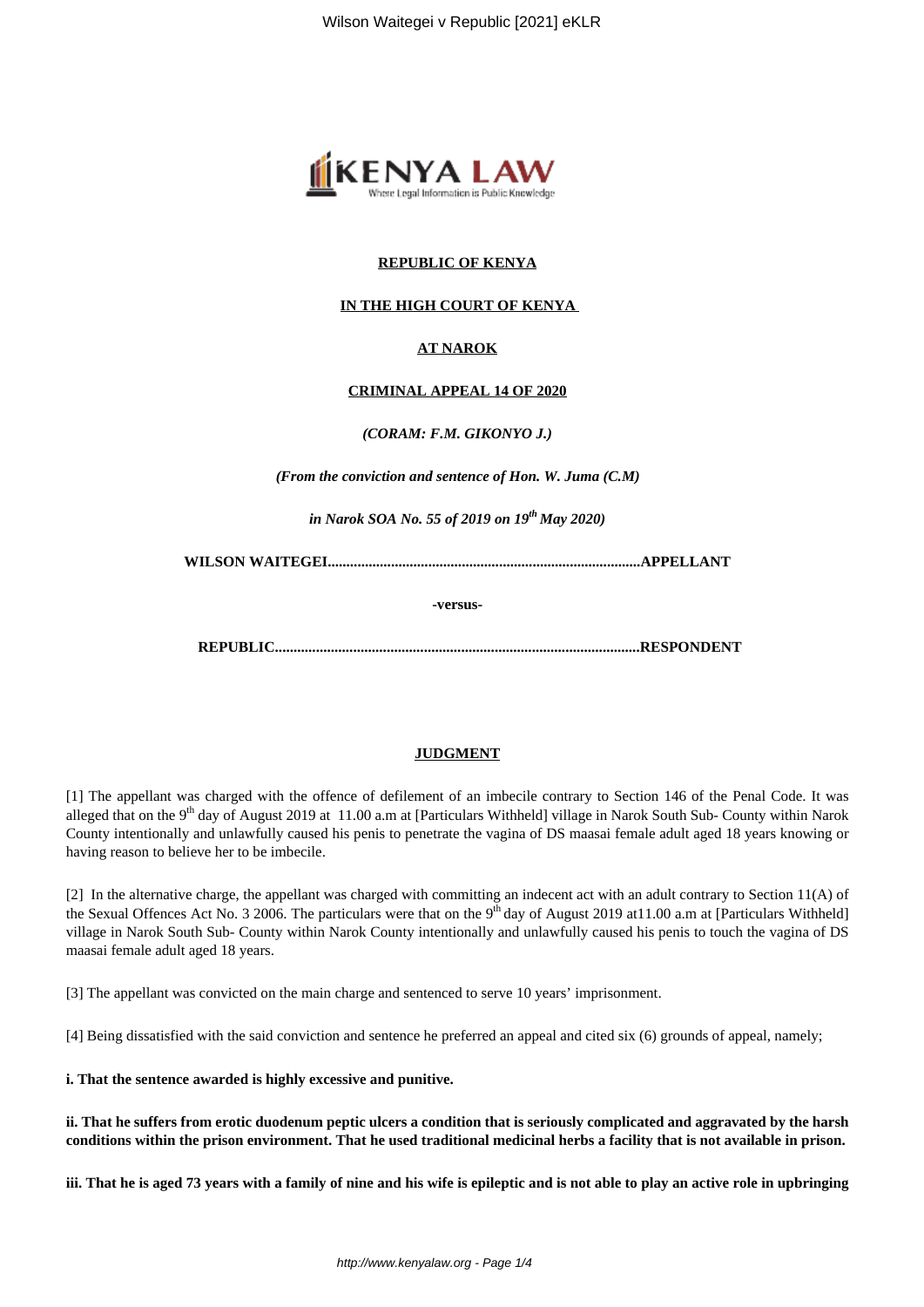**REPUBLIC OF KENYA**

**IN THE HIGH COURT OF KENYA**

**AT NAROK**

**CRIMINAL APPEAL 14 OF 2020**

*(CORAM: F.M. GIKONYO J.)*

*(From the conviction and sentence of Hon. W. Juma (C.M)*

*in Narok SOA No. 55 of 2019 on 19th May 2020)*

**WILSON WAITEGEI..................................................................................APPELLANT**

**-versus-**

**REPUBLIC...............................................................................................RESPONDENT**

**JUDGMENT**

[1] The appellant was charged with the offence of defilement of an imbecile contrary to Section 146 of the Penal Code. It was alleged that on the 9th day of August 2019 at 11.00 a.m at [Particulars Withheld] village in Narok South Sub- County within Narok County intentionally and unlawfully caused his penis to penetrate the vagina of DS maasai female adult aged 18 years knowing or having reason to believe her to be imbecile.

[2] In the alternative charge, the appellant was charged with committing an indecent act with an adult contrary to Section 11(A) of the Sexual Offences Act No. 3 2006. The particulars were that on the 9th day of August 2019 at11.00 a.m at [Particulars Withheld] village in Narok South Sub- County within Narok County intentionally and unlawfully caused his penis to touch the vagina of DS maasai female adult aged 18 years.

[3] The appellant was convicted on the main charge and sentenced to serve 10 years' imprisonment.

[4] Being dissatisfied with the said conviction and sentence he preferred an appeal and cited six (6) grounds of appeal, namely;

**i. That the sentence awarded is highly excessive and punitive.**

**ii. That he suffers from erotic duodenum peptic ulcers a condition that is seriously complicated and aggravated by the harsh conditions within the prison environment. That he used traditional medicinal herbs a facility that is not available in prison.**

**iii. That he is aged 73 years with a family of nine and his wife is epileptic and is not able to play an active role in upbringing**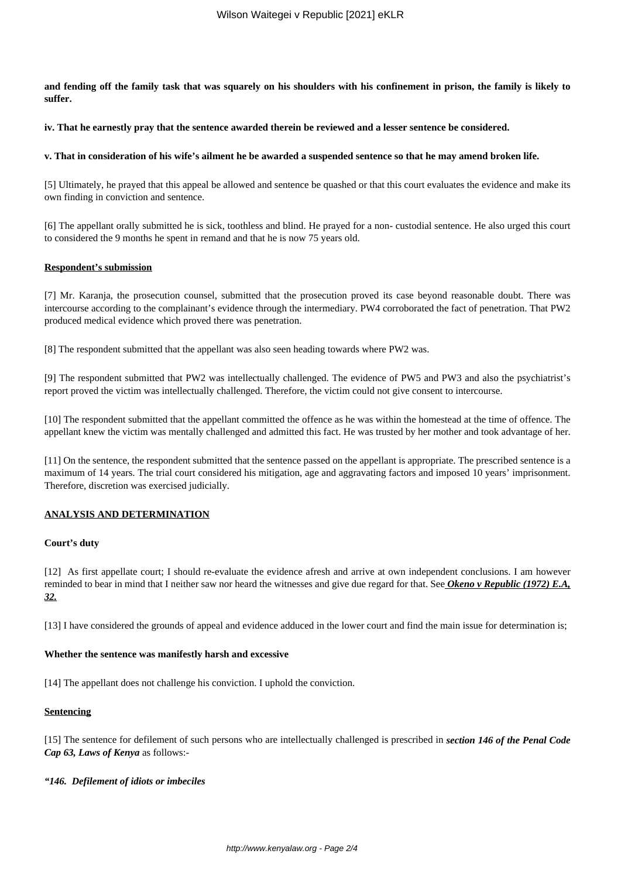**and fending off the family task that was squarely on his shoulders with his confinement in prison, the family is likely to suffer.**

**iv. That he earnestly pray that the sentence awarded therein be reviewed and a lesser sentence be considered.**

**v. That in consideration of his wife's ailment he be awarded a suspended sentence so that he may amend broken life.**

[5] Ultimately, he prayed that this appeal be allowed and sentence be quashed or that this court evaluates the evidence and make its own finding in conviction and sentence.

[6] The appellant orally submitted he is sick, toothless and blind. He prayed for a non- custodial sentence. He also urged this court to considered the 9 months he spent in remand and that he is now 75 years old.

**Respondent's submission**

[7] Mr. Karanja, the prosecution counsel, submitted that the prosecution proved its case beyond reasonable doubt. There was intercourse according to the complainant's evidence through the intermediary. PW4 corroborated the fact of penetration. That PW2 produced medical evidence which proved there was penetration.

[8] The respondent submitted that the appellant was also seen heading towards where PW2 was.

[9] The respondent submitted that PW2 was intellectually challenged. The evidence of PW5 and PW3 and also the psychiatrist's report proved the victim was intellectually challenged. Therefore, the victim could not give consent to intercourse.

[10] The respondent submitted that the appellant committed the offence as he was within the homestead at the time of offence. The appellant knew the victim was mentally challenged and admitted this fact. He was trusted by her mother and took advantage of her.

[11] On the sentence, the respondent submitted that the sentence passed on the appellant is appropriate. The prescribed sentence is a maximum of 14 years. The trial court considered his mitigation, age and aggravating factors and imposed 10 years' imprisonment. Therefore, discretion was exercised judicially.

**ANALYSIS AND DETERMINATION**

**Court's duty**

[12] As first appellate court; I should re-evaluate the evidence afresh and arrive at own independent conclusions. I am however reminded to bear in mind that I neither saw nor heard the witnesses and give due regard for that. See ***Okeno v Republic (1972) E.A, 32.***

[13] I have considered the grounds of appeal and evidence adduced in the lower court and find the main issue for determination is;

**Whether the sentence was manifestly harsh and excessive**

[14] The appellant does not challenge his conviction. I uphold the conviction.

**Sentencing**

[15] The sentence for defilement of such persons who are intellectually challenged is prescribed in ***section 146 of the Penal Code Cap 63, Laws of Kenya*** as follows:-

***"146. Defilement of idiots or imbeciles***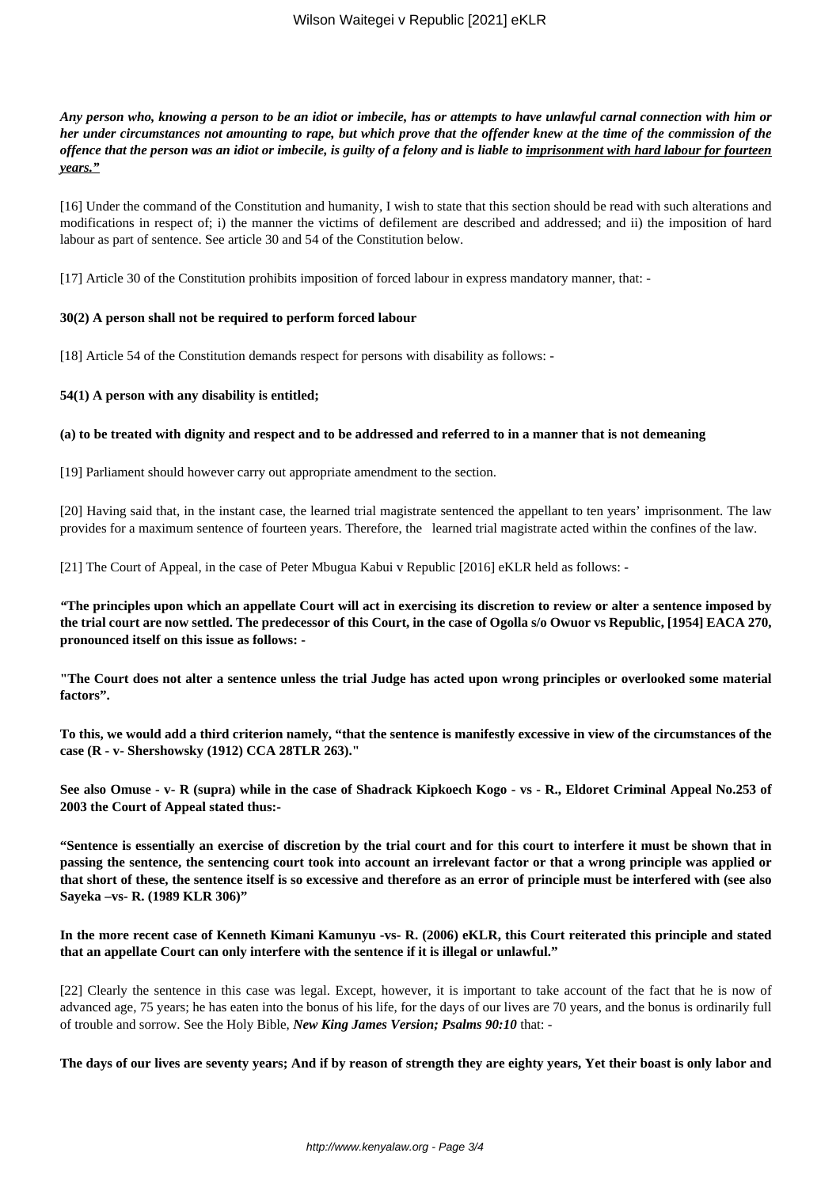***Any person who, knowing a person to be an idiot or imbecile, has or attempts to have unlawful carnal connection with him or her under circumstances not amounting to rape, but which prove that the offender knew at the time of the commission of the offence that the person was an idiot or imbecile, is guilty of a felony and is liable to <u>imprisonment with hard labour for fourteen years</u>."***

[16] Under the command of the Constitution and humanity, I wish to state that this section should be read with such alterations and modifications in respect of; i) the manner the victims of defilement are described and addressed; and ii) the imposition of hard labour as part of sentence. See article 30 and 54 of the Constitution below.

[17] Article 30 of the Constitution prohibits imposition of forced labour in express mandatory manner, that: -

**30(2) A person shall not be required to perform forced labour**

[18] Article 54 of the Constitution demands respect for persons with disability as follows: -

**54(1) A person with any disability is entitled;**

**(a) to be treated with dignity and respect and to be addressed and referred to in a manner that is not demeaning**

[19] Parliament should however carry out appropriate amendment to the section.

[20] Having said that, in the instant case, the learned trial magistrate sentenced the appellant to ten years' imprisonment. The law provides for a maximum sentence of fourteen years. Therefore, the learned trial magistrate acted within the confines of the law.

[21] The Court of Appeal, in the case of Peter Mbugua Kabui v Republic [2016] eKLR held as follows: -

**"The principles upon which an appellate Court will act in exercising its discretion to review or alter a sentence imposed by the trial court are now settled. The predecessor of this Court, in the case of Ogolla s/o Owuor vs Republic, [1954] EACA 270, pronounced itself on this issue as follows: -**

**"The Court does not alter a sentence unless the trial Judge has acted upon wrong principles or overlooked some material factors".**

**To this, we would add a third criterion namely, "that the sentence is manifestly excessive in view of the circumstances of the case (R - v- Shershowsky (1912) CCA 28TLR 263)."**

**See also Omuse - v- R (supra) while in the case of Shadrack Kipkoech Kogo - vs - R., Eldoret Criminal Appeal No.253 of 2003 the Court of Appeal stated thus:-**

**"Sentence is essentially an exercise of discretion by the trial court and for this court to interfere it must be shown that in passing the sentence, the sentencing court took into account an irrelevant factor or that a wrong principle was applied or that short of these, the sentence itself is so excessive and therefore as an error of principle must be interfered with (see also Sayeka –vs- R. (1989 KLR 306)"**

**In the more recent case of Kenneth Kimani Kamunyu -vs- R. (2006) eKLR, this Court reiterated this principle and stated that an appellate Court can only interfere with the sentence if it is illegal or unlawful."**

[22] Clearly the sentence in this case was legal. Except, however, it is important to take account of the fact that he is now of advanced age, 75 years; he has eaten into the bonus of his life, for the days of our lives are 70 years, and the bonus is ordinarily full of trouble and sorrow. See the Holy Bible, ***New King James Version; Psalms 90:10*** that: -

**The days of our lives are seventy years; And if by reason of strength they are eighty years, Yet their boast is only labor and**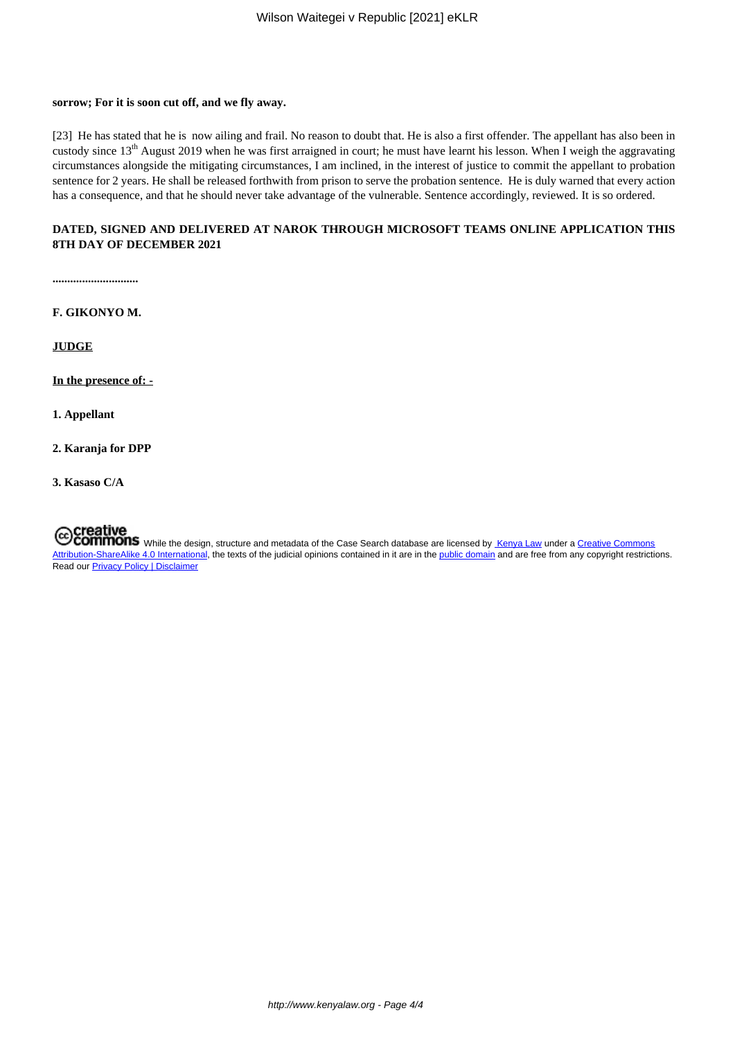**sorrow; For it is soon cut off, and we fly away.**

[23] He has stated that he is now ailing and frail. No reason to doubt that. He is also a first offender. The appellant has also been in custody since 13th August 2019 when he was first arraigned in court; he must have learnt his lesson. When I weigh the aggravating circumstances alongside the mitigating circumstances, I am inclined, in the interest of justice to commit the appellant to probation sentence for 2 years. He shall be released forthwith from prison to serve the probation sentence. He is duly warned that every action has a consequence, and that he should never take advantage of the vulnerable. Sentence accordingly, reviewed. It is so ordered.

**DATED, SIGNED AND DELIVERED AT NAROK THROUGH MICROSOFT TEAMS ONLINE APPLICATION THIS 8TH DAY OF DECEMBER 2021**

**..............................**

**F. GIKONYO M.**

**JUDGE**

**In the presence of: -**

**1. Appellant**

**2. Karanja for DPP**

**3. Kasaso C/A**

While the design, structure and metadata of the Case Search database are licensed by Kenya Law under a Creative Commons Attribution-ShareAlike 4.0 International, the texts of the judicial opinions contained in it are in the public domain and are free from any copyright restrictions. Read our Privacy Policy | Disclaimer